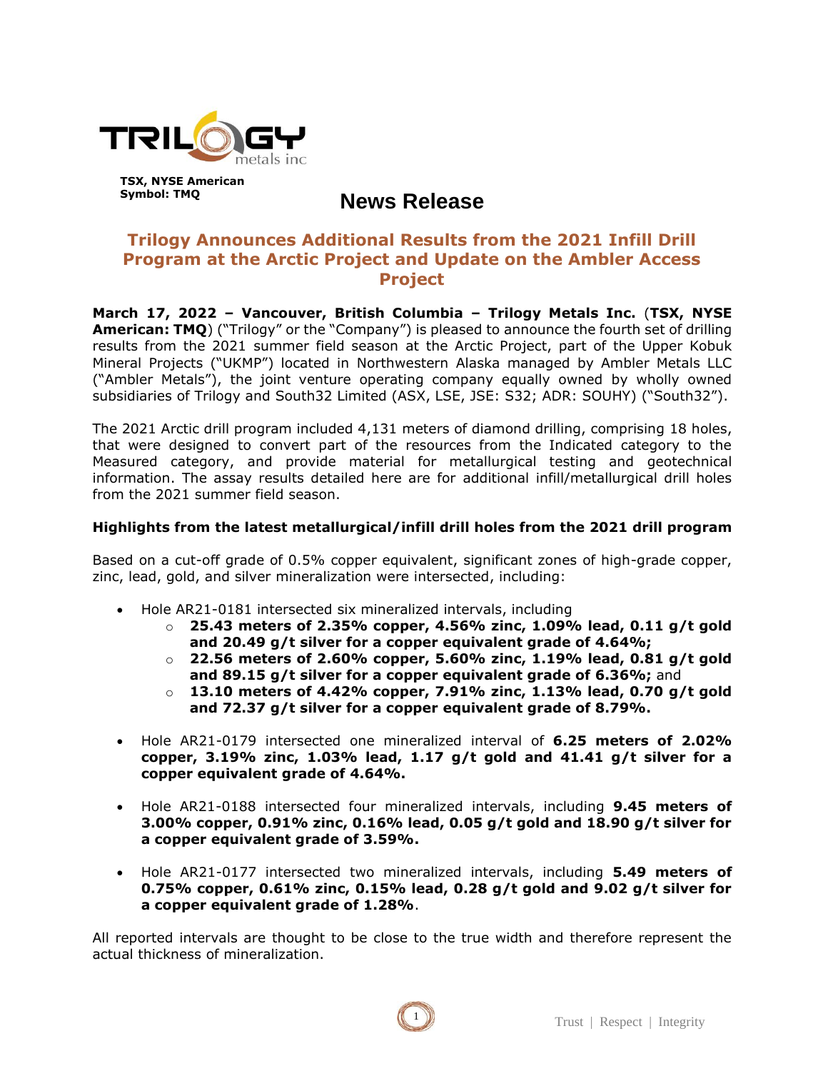TSX, NYSE American
Symbol: TMQ

# News Release

## Trilogy Announces Additional Results from the 2021 Infill Drill Program at the Arctic Project and Update on the Ambler Access Project

**March 17, 2022 – Vancouver, British Columbia – Trilogy Metals Inc.** (**TSX, NYSE American: TMQ**) ("Trilogy" or the "Company") is pleased to announce the fourth set of drilling results from the 2021 summer field season at the Arctic Project, part of the Upper Kobuk Mineral Projects ("UKMP") located in Northwestern Alaska managed by Ambler Metals LLC ("Ambler Metals"), the joint venture operating company equally owned by wholly owned subsidiaries of Trilogy and South32 Limited (ASX, LSE, JSE: S32; ADR: SOUHY) ("South32").

The 2021 Arctic drill program included 4,131 meters of diamond drilling, comprising 18 holes, that were designed to convert part of the resources from the Indicated category to the Measured category, and provide material for metallurgical testing and geotechnical information. The assay results detailed here are for additional infill/metallurgical drill holes from the 2021 summer field season.

### Highlights from the latest metallurgical/infill drill holes from the 2021 drill program

Based on a cut-off grade of 0.5% copper equivalent, significant zones of high-grade copper, zinc, lead, gold, and silver mineralization were intersected, including:

- Hole AR21-0181 intersected six mineralized intervals, including
  - **25.43 meters of 2.35% copper, 4.56% zinc, 1.09% lead, 0.11 g/t gold and 20.49 g/t silver for a copper equivalent grade of 4.64%;**
  - **22.56 meters of 2.60% copper, 5.60% zinc, 1.19% lead, 0.81 g/t gold and 89.15 g/t silver for a copper equivalent grade of 6.36%;** and
  - **13.10 meters of 4.42% copper, 7.91% zinc, 1.13% lead, 0.70 g/t gold and 72.37 g/t silver for a copper equivalent grade of 8.79%.**
- Hole AR21-0179 intersected one mineralized interval of **6.25 meters of 2.02% copper, 3.19% zinc, 1.03% lead, 1.17 g/t gold and 41.41 g/t silver for a copper equivalent grade of 4.64%.**
- Hole AR21-0188 intersected four mineralized intervals, including **9.45 meters of 3.00% copper, 0.91% zinc, 0.16% lead, 0.05 g/t gold and 18.90 g/t silver for a copper equivalent grade of 3.59%.**
- Hole AR21-0177 intersected two mineralized intervals, including **5.49 meters of 0.75% copper, 0.61% zinc, 0.15% lead, 0.28 g/t gold and 9.02 g/t silver for a copper equivalent grade of 1.28%**.

All reported intervals are thought to be close to the true width and therefore represent the actual thickness of mineralization.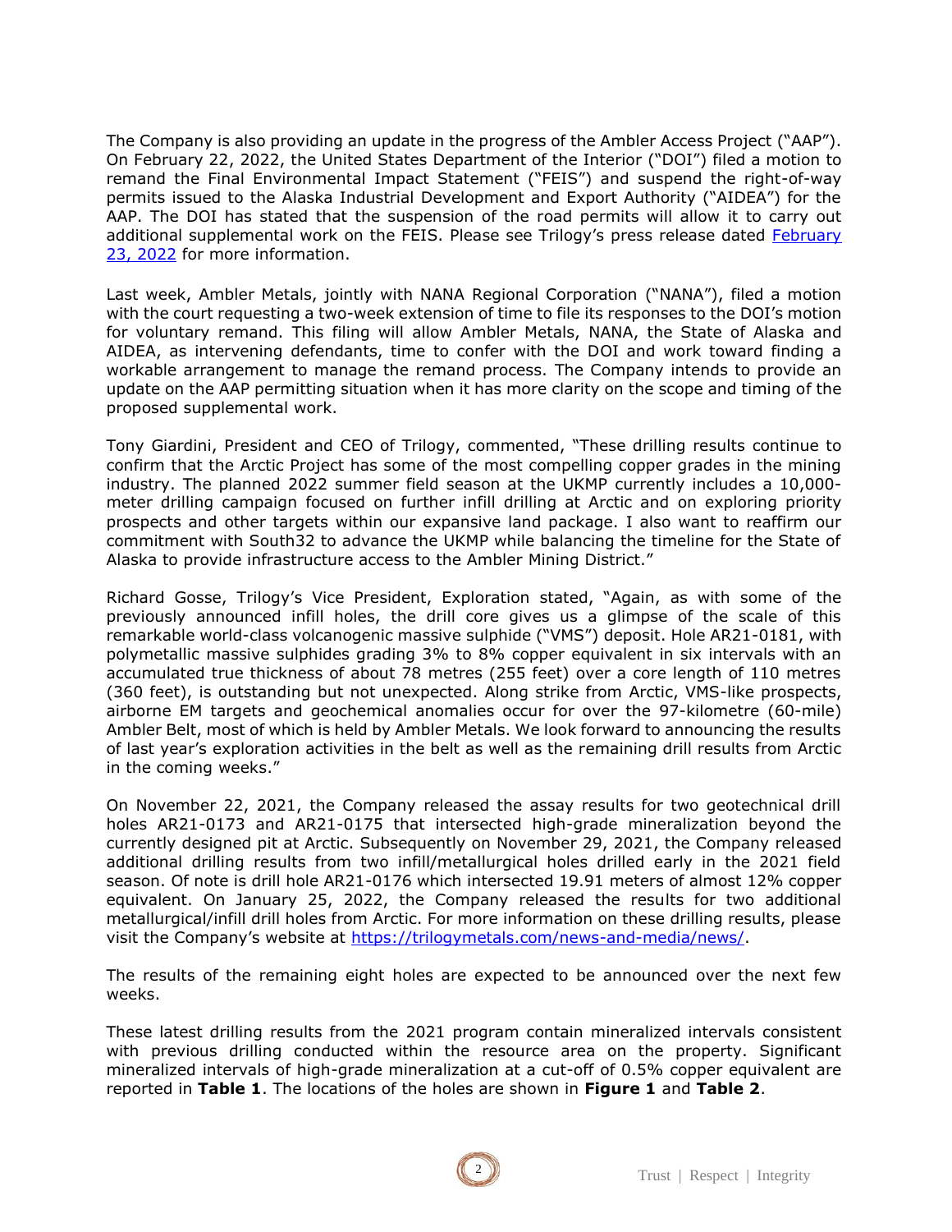The Company is also providing an update in the progress of the Ambler Access Project ("AAP"). On February 22, 2022, the United States Department of the Interior ("DOI") filed a motion to remand the Final Environmental Impact Statement ("FEIS") and suspend the right-of-way permits issued to the Alaska Industrial Development and Export Authority ("AIDEA") for the AAP. The DOI has stated that the suspension of the road permits will allow it to carry out additional supplemental work on the FEIS. Please see Trilogy's press release dated [February 23, 2022](#) for more information.

Last week, Ambler Metals, jointly with NANA Regional Corporation ("NANA"), filed a motion with the court requesting a two-week extension of time to file its responses to the DOI's motion for voluntary remand. This filing will allow Ambler Metals, NANA, the State of Alaska and AIDEA, as intervening defendants, time to confer with the DOI and work toward finding a workable arrangement to manage the remand process. The Company intends to provide an update on the AAP permitting situation when it has more clarity on the scope and timing of the proposed supplemental work.

Tony Giardini, President and CEO of Trilogy, commented, "These drilling results continue to confirm that the Arctic Project has some of the most compelling copper grades in the mining industry. The planned 2022 summer field season at the UKMP currently includes a 10,000-meter drilling campaign focused on further infill drilling at Arctic and on exploring priority prospects and other targets within our expansive land package. I also want to reaffirm our commitment with South32 to advance the UKMP while balancing the timeline for the State of Alaska to provide infrastructure access to the Ambler Mining District."

Richard Gosse, Trilogy's Vice President, Exploration stated, "Again, as with some of the previously announced infill holes, the drill core gives us a glimpse of the scale of this remarkable world-class volcanogenic massive sulphide ("VMS") deposit. Hole AR21-0181, with polymetallic massive sulphides grading 3% to 8% copper equivalent in six intervals with an accumulated true thickness of about 78 metres (255 feet) over a core length of 110 metres (360 feet), is outstanding but not unexpected. Along strike from Arctic, VMS-like prospects, airborne EM targets and geochemical anomalies occur for over the 97-kilometre (60-mile) Ambler Belt, most of which is held by Ambler Metals. We look forward to announcing the results of last year's exploration activities in the belt as well as the remaining drill results from Arctic in the coming weeks."

On November 22, 2021, the Company released the assay results for two geotechnical drill holes AR21-0173 and AR21-0175 that intersected high-grade mineralization beyond the currently designed pit at Arctic. Subsequently on November 29, 2021, the Company released additional drilling results from two infill/metallurgical holes drilled early in the 2021 field season. Of note is drill hole AR21-0176 which intersected 19.91 meters of almost 12% copper equivalent. On January 25, 2022, the Company released the results for two additional metallurgical/infill drill holes from Arctic. For more information on these drilling results, please visit the Company's website at [https://trilogymetals.com/news-and-media/news/](https://trilogymetals.com/news-and-media/news/).

The results of the remaining eight holes are expected to be announced over the next few weeks.

These latest drilling results from the 2021 program contain mineralized intervals consistent with previous drilling conducted within the resource area on the property. Significant mineralized intervals of high-grade mineralization at a cut-off of 0.5% copper equivalent are reported in **Table 1**. The locations of the holes are shown in **Figure 1** and **Table 2**.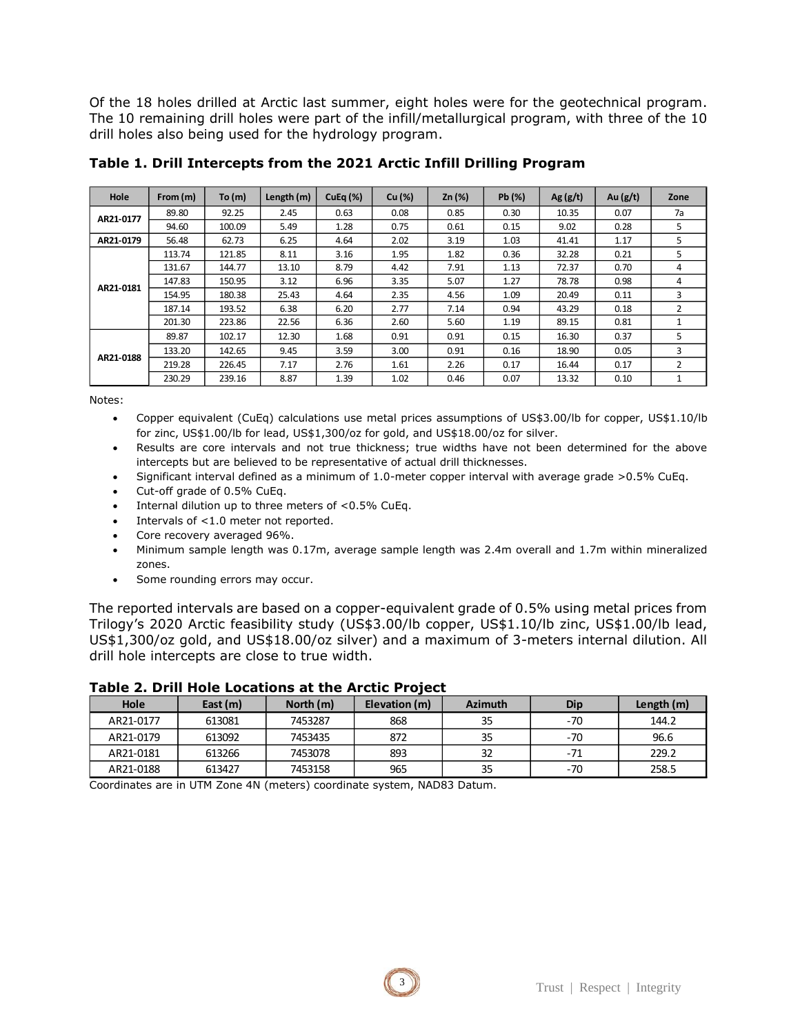Of the 18 holes drilled at Arctic last summer, eight holes were for the geotechnical program. The 10 remaining drill holes were part of the infill/metallurgical program, with three of the 10 drill holes also being used for the hydrology program.

**Table 1. Drill Intercepts from the 2021 Arctic Infill Drilling Program**

| Hole | From (m) | To (m) | Length (m) | CuEq (%) | Cu (%) | Zn (%) | Pb (%) | Ag (g/t) | Au (g/t) | Zone |
|---|---|---|---|---|---|---|---|---|---|---|
| AR21-0177 | 89.80 | 92.25 | 2.45 | 0.63 | 0.08 | 0.85 | 0.30 | 10.35 | 0.07 | 7a |
| | 94.60 | 100.09 | 5.49 | 1.28 | 0.75 | 0.61 | 0.15 | 9.02 | 0.28 | 5 |
| AR21-0179 | 56.48 | 62.73 | 6.25 | 4.64 | 2.02 | 3.19 | 1.03 | 41.41 | 1.17 | 5 |
| AR21-0181 | 113.74 | 121.85 | 8.11 | 3.16 | 1.95 | 1.82 | 0.36 | 32.28 | 0.21 | 5 |
| | 131.67 | 144.77 | 13.10 | 8.79 | 4.42 | 7.91 | 1.13 | 72.37 | 0.70 | 4 |
| | 147.83 | 150.95 | 3.12 | 6.96 | 3.35 | 5.07 | 1.27 | 78.78 | 0.98 | 4 |
| | 154.95 | 180.38 | 25.43 | 4.64 | 2.35 | 4.56 | 1.09 | 20.49 | 0.11 | 3 |
| | 187.14 | 193.52 | 6.38 | 6.20 | 2.77 | 7.14 | 0.94 | 43.29 | 0.18 | 2 |
| | 201.30 | 223.86 | 22.56 | 6.36 | 2.60 | 5.60 | 1.19 | 89.15 | 0.81 | 1 |
| AR21-0188 | 89.87 | 102.17 | 12.30 | 1.68 | 0.91 | 0.91 | 0.15 | 16.30 | 0.37 | 5 |
| | 133.20 | 142.65 | 9.45 | 3.59 | 3.00 | 0.91 | 0.16 | 18.90 | 0.05 | 3 |
| | 219.28 | 226.45 | 7.17 | 2.76 | 1.61 | 2.26 | 0.17 | 16.44 | 0.17 | 2 |
| | 230.29 | 239.16 | 8.87 | 1.39 | 1.02 | 0.46 | 0.07 | 13.32 | 0.10 | 1 |

Notes:

- Copper equivalent (CuEq) calculations use metal prices assumptions of US$3.00/lb for copper, US$1.10/lb for zinc, US$1.00/lb for lead, US$1,300/oz for gold, and US$18.00/oz for silver.
- Results are core intervals and not true thickness; true widths have not been determined for the above intercepts but are believed to be representative of actual drill thicknesses.
- Significant interval defined as a minimum of 1.0-meter copper interval with average grade >0.5% CuEq.
- Cut-off grade of 0.5% CuEq.
- Internal dilution up to three meters of <0.5% CuEq.
- Intervals of <1.0 meter not reported.
- Core recovery averaged 96%.
- Minimum sample length was 0.17m, average sample length was 2.4m overall and 1.7m within mineralized zones.
- Some rounding errors may occur.

The reported intervals are based on a copper-equivalent grade of 0.5% using metal prices from Trilogy's 2020 Arctic feasibility study (US$3.00/lb copper, US$1.10/lb zinc, US$1.00/lb lead, US$1,300/oz gold, and US$18.00/oz silver) and a maximum of 3-meters internal dilution. All drill hole intercepts are close to true width.

**Table 2. Drill Hole Locations at the Arctic Project**

| Hole | East (m) | North (m) | Elevation (m) | Azimuth | Dip | Length (m) |
|---|---|---|---|---|---|---|
| AR21-0177 | 613081 | 7453287 | 868 | 35 | -70 | 144.2 |
| AR21-0179 | 613092 | 7453435 | 872 | 35 | -70 | 96.6 |
| AR21-0181 | 613266 | 7453078 | 893 | 32 | -71 | 229.2 |
| AR21-0188 | 613427 | 7453158 | 965 | 35 | -70 | 258.5 |

Coordinates are in UTM Zone 4N (meters) coordinate system, NAD83 Datum.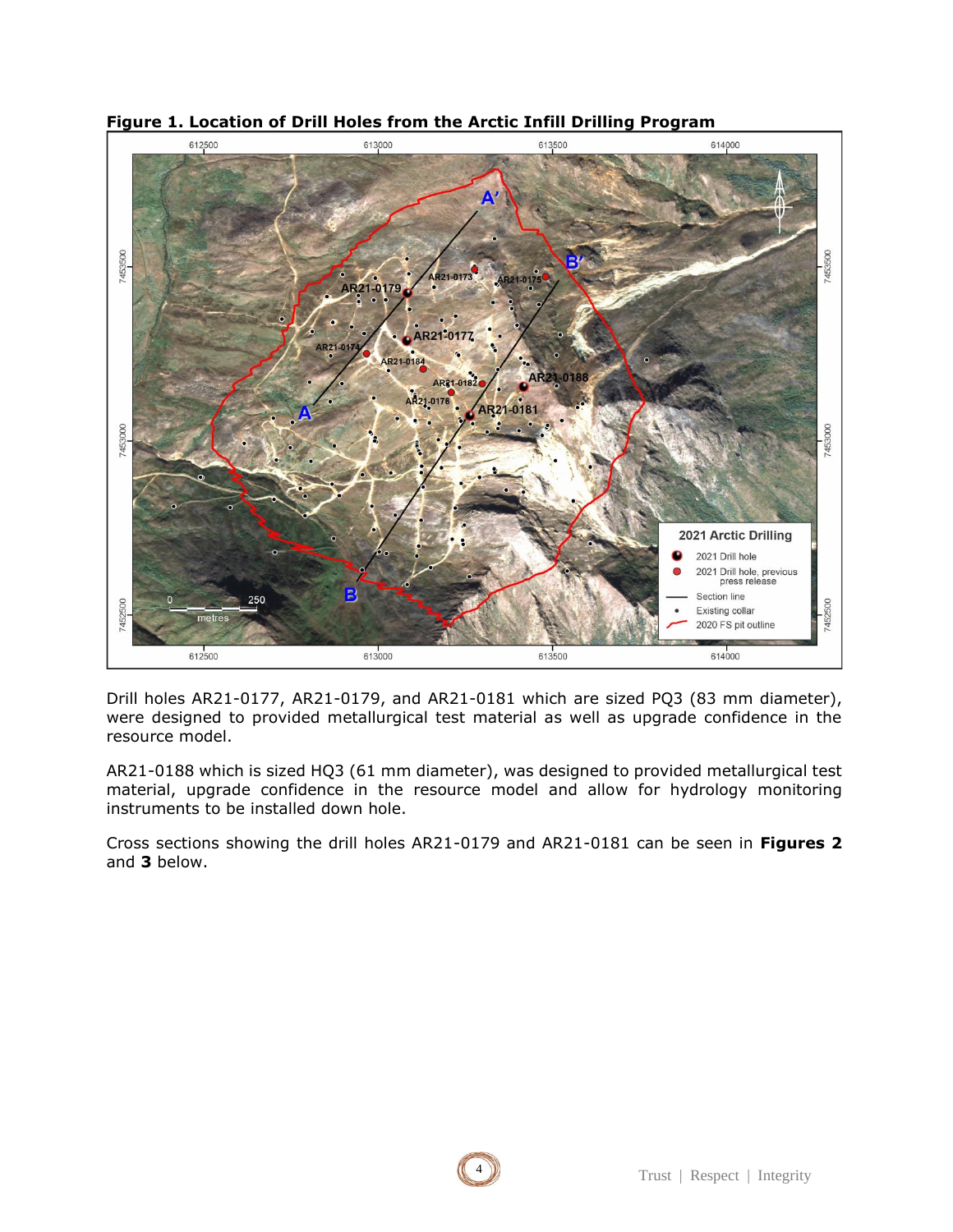**Figure 1. Location of Drill Holes from the Arctic Infill Drilling Program**

Drill holes AR21-0177, AR21-0179, and AR21-0181 which are sized PQ3 (83 mm diameter), were designed to provided metallurgical test material as well as upgrade confidence in the resource model.

AR21-0188 which is sized HQ3 (61 mm diameter), was designed to provided metallurgical test material, upgrade confidence in the resource model and allow for hydrology monitoring instruments to be installed down hole.

Cross sections showing the drill holes AR21-0179 and AR21-0181 can be seen in **Figures 2** and **3** below.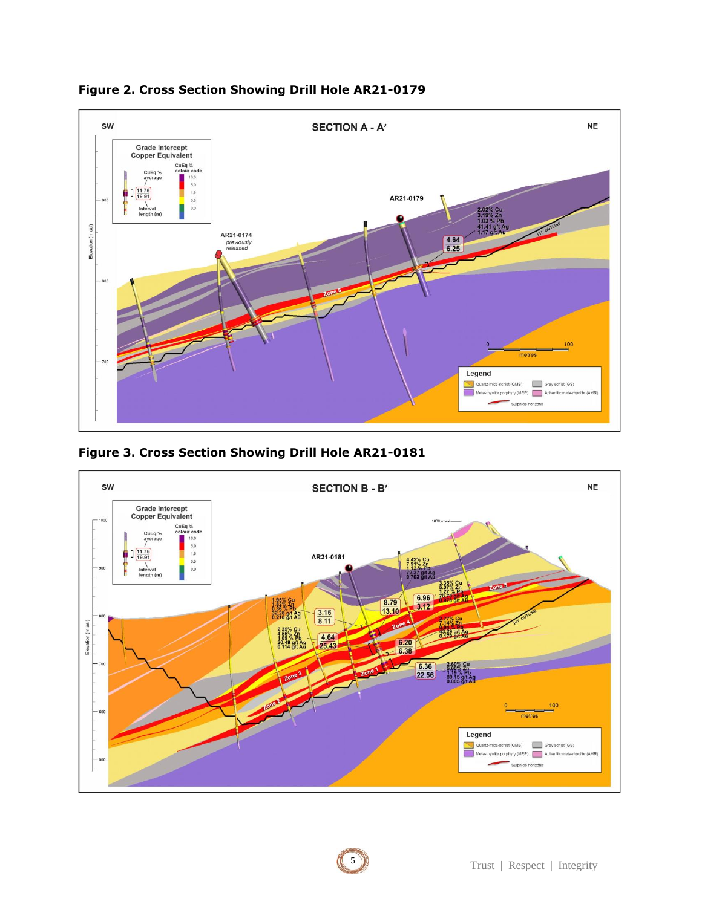**Figure 2. Cross Section Showing Drill Hole AR21-0179**

**Figure 3. Cross Section Showing Drill Hole AR21-0181**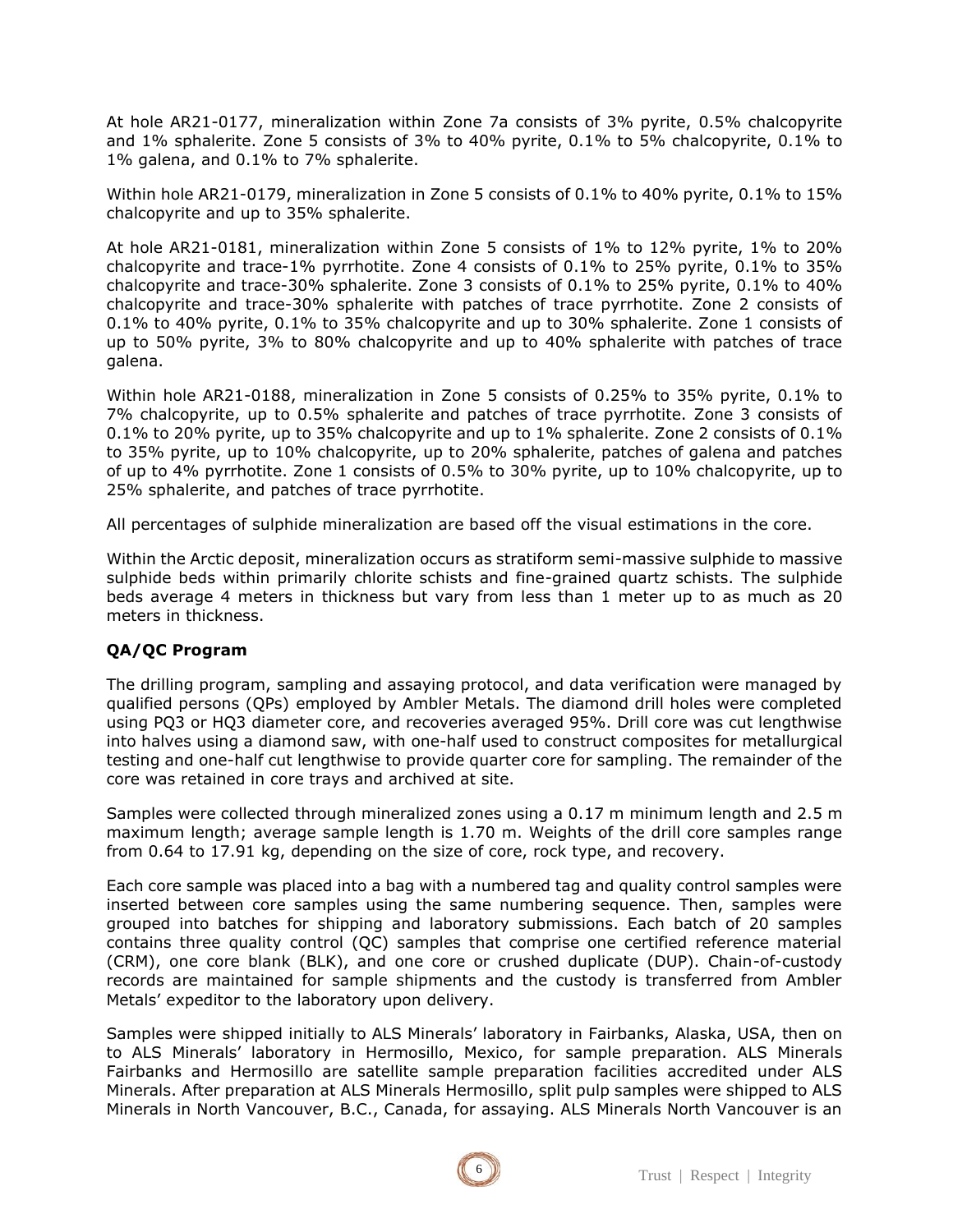At hole AR21-0177, mineralization within Zone 7a consists of 3% pyrite, 0.5% chalcopyrite and 1% sphalerite. Zone 5 consists of 3% to 40% pyrite, 0.1% to 5% chalcopyrite, 0.1% to 1% galena, and 0.1% to 7% sphalerite.

Within hole AR21-0179, mineralization in Zone 5 consists of 0.1% to 40% pyrite, 0.1% to 15% chalcopyrite and up to 35% sphalerite.

At hole AR21-0181, mineralization within Zone 5 consists of 1% to 12% pyrite, 1% to 20% chalcopyrite and trace-1% pyrrhotite. Zone 4 consists of 0.1% to 25% pyrite, 0.1% to 35% chalcopyrite and trace-30% sphalerite. Zone 3 consists of 0.1% to 25% pyrite, 0.1% to 40% chalcopyrite and trace-30% sphalerite with patches of trace pyrrhotite. Zone 2 consists of 0.1% to 40% pyrite, 0.1% to 35% chalcopyrite and up to 30% sphalerite. Zone 1 consists of up to 50% pyrite, 3% to 80% chalcopyrite and up to 40% sphalerite with patches of trace galena.

Within hole AR21-0188, mineralization in Zone 5 consists of 0.25% to 35% pyrite, 0.1% to 7% chalcopyrite, up to 0.5% sphalerite and patches of trace pyrrhotite. Zone 3 consists of 0.1% to 20% pyrite, up to 35% chalcopyrite and up to 1% sphalerite. Zone 2 consists of 0.1% to 35% pyrite, up to 10% chalcopyrite, up to 20% sphalerite, patches of galena and patches of up to 4% pyrrhotite. Zone 1 consists of 0.5% to 30% pyrite, up to 10% chalcopyrite, up to 25% sphalerite, and patches of trace pyrrhotite.

All percentages of sulphide mineralization are based off the visual estimations in the core.

Within the Arctic deposit, mineralization occurs as stratiform semi-massive sulphide to massive sulphide beds within primarily chlorite schists and fine-grained quartz schists. The sulphide beds average 4 meters in thickness but vary from less than 1 meter up to as much as 20 meters in thickness.

## QA/QC Program

The drilling program, sampling and assaying protocol, and data verification were managed by qualified persons (QPs) employed by Ambler Metals. The diamond drill holes were completed using PQ3 or HQ3 diameter core, and recoveries averaged 95%. Drill core was cut lengthwise into halves using a diamond saw, with one-half used to construct composites for metallurgical testing and one-half cut lengthwise to provide quarter core for sampling. The remainder of the core was retained in core trays and archived at site.

Samples were collected through mineralized zones using a 0.17 m minimum length and 2.5 m maximum length; average sample length is 1.70 m. Weights of the drill core samples range from 0.64 to 17.91 kg, depending on the size of core, rock type, and recovery.

Each core sample was placed into a bag with a numbered tag and quality control samples were inserted between core samples using the same numbering sequence. Then, samples were grouped into batches for shipping and laboratory submissions. Each batch of 20 samples contains three quality control (QC) samples that comprise one certified reference material (CRM), one core blank (BLK), and one core or crushed duplicate (DUP). Chain-of-custody records are maintained for sample shipments and the custody is transferred from Ambler Metals' expeditor to the laboratory upon delivery.

Samples were shipped initially to ALS Minerals' laboratory in Fairbanks, Alaska, USA, then on to ALS Minerals' laboratory in Hermosillo, Mexico, for sample preparation. ALS Minerals Fairbanks and Hermosillo are satellite sample preparation facilities accredited under ALS Minerals. After preparation at ALS Minerals Hermosillo, split pulp samples were shipped to ALS Minerals in North Vancouver, B.C., Canada, for assaying. ALS Minerals North Vancouver is an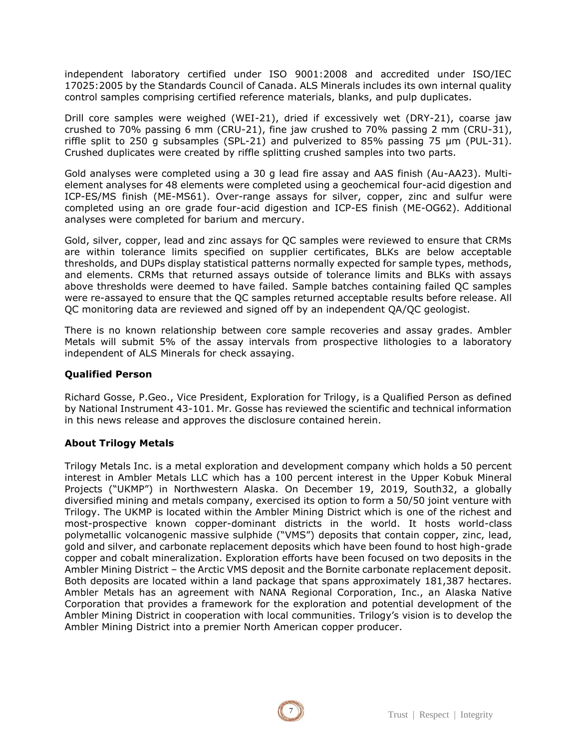independent laboratory certified under ISO 9001:2008 and accredited under ISO/IEC 17025:2005 by the Standards Council of Canada. ALS Minerals includes its own internal quality control samples comprising certified reference materials, blanks, and pulp duplicates.

Drill core samples were weighed (WEI-21), dried if excessively wet (DRY-21), coarse jaw crushed to 70% passing 6 mm (CRU-21), fine jaw crushed to 70% passing 2 mm (CRU-31), riffle split to 250 g subsamples (SPL-21) and pulverized to 85% passing 75 µm (PUL-31). Crushed duplicates were created by riffle splitting crushed samples into two parts.

Gold analyses were completed using a 30 g lead fire assay and AAS finish (Au-AA23). Multi-element analyses for 48 elements were completed using a geochemical four-acid digestion and ICP-ES/MS finish (ME-MS61). Over-range assays for silver, copper, zinc and sulfur were completed using an ore grade four-acid digestion and ICP-ES finish (ME-OG62). Additional analyses were completed for barium and mercury.

Gold, silver, copper, lead and zinc assays for QC samples were reviewed to ensure that CRMs are within tolerance limits specified on supplier certificates, BLKs are below acceptable thresholds, and DUPs display statistical patterns normally expected for sample types, methods, and elements. CRMs that returned assays outside of tolerance limits and BLKs with assays above thresholds were deemed to have failed. Sample batches containing failed QC samples were re-assayed to ensure that the QC samples returned acceptable results before release. All QC monitoring data are reviewed and signed off by an independent QA/QC geologist.

There is no known relationship between core sample recoveries and assay grades. Ambler Metals will submit 5% of the assay intervals from prospective lithologies to a laboratory independent of ALS Minerals for check assaying.

**Qualified Person**

Richard Gosse, P.Geo., Vice President, Exploration for Trilogy, is a Qualified Person as defined by National Instrument 43-101. Mr. Gosse has reviewed the scientific and technical information in this news release and approves the disclosure contained herein.

**About Trilogy Metals**

Trilogy Metals Inc. is a metal exploration and development company which holds a 50 percent interest in Ambler Metals LLC which has a 100 percent interest in the Upper Kobuk Mineral Projects ("UKMP") in Northwestern Alaska. On December 19, 2019, South32, a globally diversified mining and metals company, exercised its option to form a 50/50 joint venture with Trilogy. The UKMP is located within the Ambler Mining District which is one of the richest and most-prospective known copper-dominant districts in the world. It hosts world-class polymetallic volcanogenic massive sulphide ("VMS") deposits that contain copper, zinc, lead, gold and silver, and carbonate replacement deposits which have been found to host high-grade copper and cobalt mineralization. Exploration efforts have been focused on two deposits in the Ambler Mining District – the Arctic VMS deposit and the Bornite carbonate replacement deposit. Both deposits are located within a land package that spans approximately 181,387 hectares. Ambler Metals has an agreement with NANA Regional Corporation, Inc., an Alaska Native Corporation that provides a framework for the exploration and potential development of the Ambler Mining District in cooperation with local communities. Trilogy's vision is to develop the Ambler Mining District into a premier North American copper producer.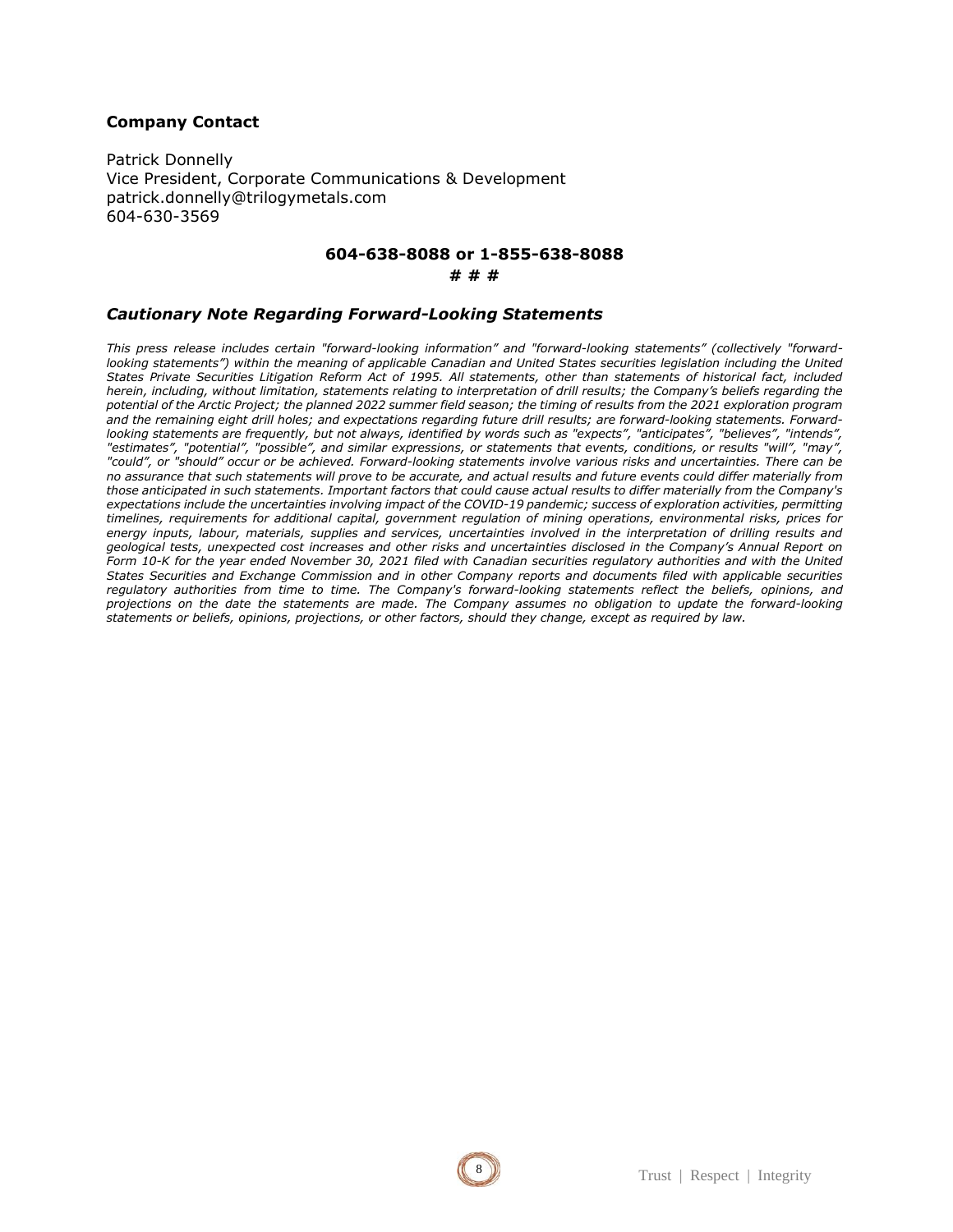**Company Contact**

Patrick Donnelly
Vice President, Corporate Communications & Development
patrick.donnelly@trilogymetals.com
604-630-3569

**604-638-8088 or 1-855-638-8088**

**# # #**

### *Cautionary Note Regarding Forward-Looking Statements*

*This press release includes certain "forward-looking information" and "forward-looking statements" (collectively "forward-looking statements") within the meaning of applicable Canadian and United States securities legislation including the United States Private Securities Litigation Reform Act of 1995. All statements, other than statements of historical fact, included herein, including, without limitation, statements relating to interpretation of drill results; the Company's beliefs regarding the potential of the Arctic Project; the planned 2022 summer field season; the timing of results from the 2021 exploration program and the remaining eight drill holes; and expectations regarding future drill results; are forward-looking statements. Forward-looking statements are frequently, but not always, identified by words such as "expects", "anticipates", "believes", "intends", "estimates", "potential", "possible", and similar expressions, or statements that events, conditions, or results "will", "may", "could", or "should" occur or be achieved. Forward-looking statements involve various risks and uncertainties. There can be no assurance that such statements will prove to be accurate, and actual results and future events could differ materially from those anticipated in such statements. Important factors that could cause actual results to differ materially from the Company's expectations include the uncertainties involving impact of the COVID-19 pandemic; success of exploration activities, permitting timelines, requirements for additional capital, government regulation of mining operations, environmental risks, prices for energy inputs, labour, materials, supplies and services, uncertainties involved in the interpretation of drilling results and geological tests, unexpected cost increases and other risks and uncertainties disclosed in the Company's Annual Report on Form 10-K for the year ended November 30, 2021 filed with Canadian securities regulatory authorities and with the United States Securities and Exchange Commission and in other Company reports and documents filed with applicable securities regulatory authorities from time to time. The Company's forward-looking statements reflect the beliefs, opinions, and projections on the date the statements are made. The Company assumes no obligation to update the forward-looking statements or beliefs, opinions, projections, or other factors, should they change, except as required by law.*